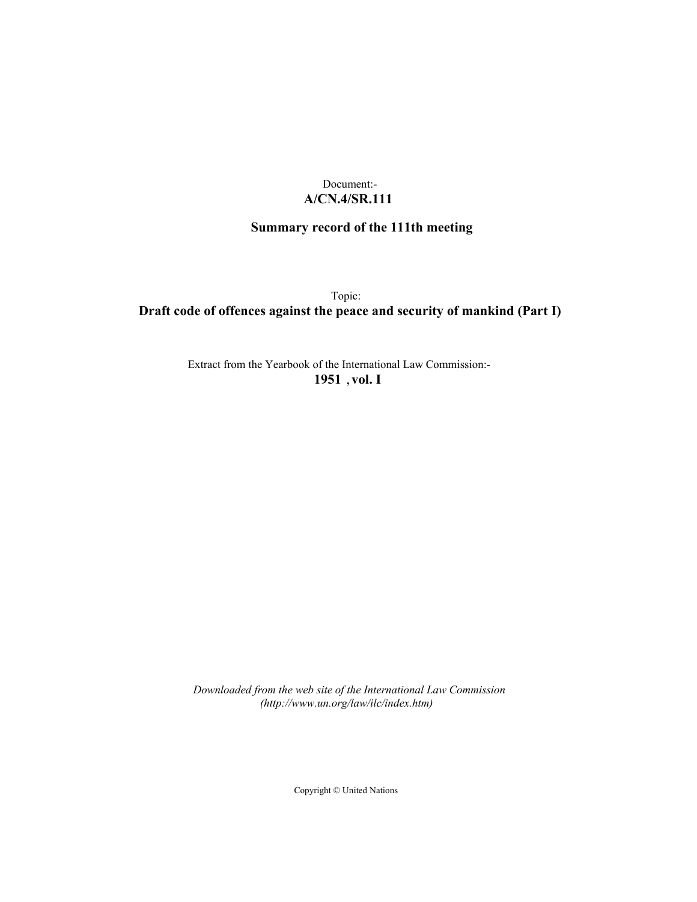Document:-
**A/CN.4/SR.111**

**Summary record of the 111th meeting**

Topic:
**Draft code of offences against the peace and security of mankind (Part I)**

Extract from the Yearbook of the International Law Commission:-
**1951 , vol. I**

*Downloaded from the web site of the International Law Commission (http://www.un.org/law/ilc/index.htm)*

Copyright © United Nations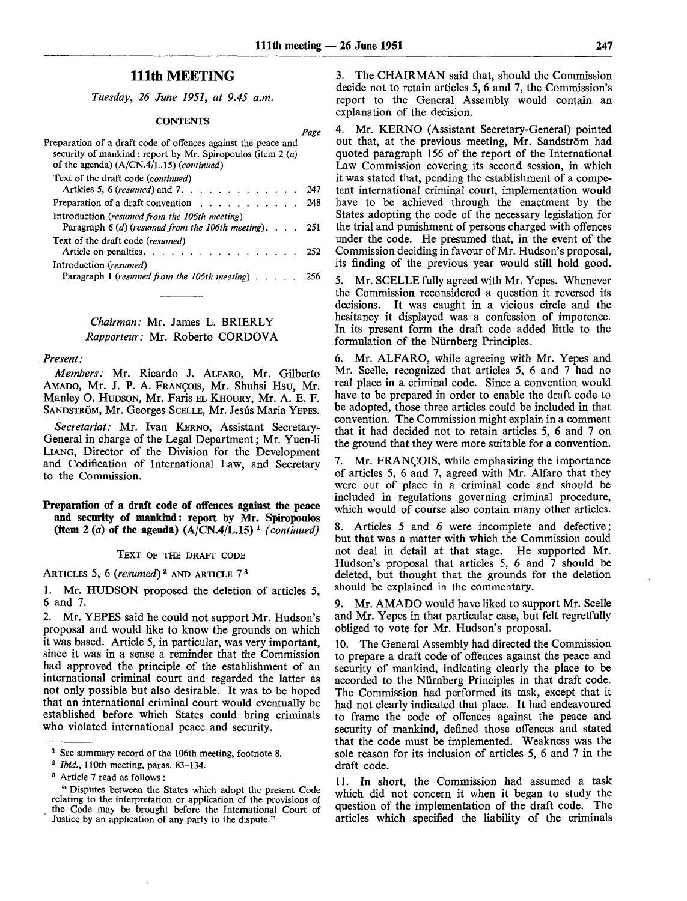# 111th MEETING

*Tuesday, 26 June 1951, at 9.45 a.m.*

**CONTENTS**

| | *Page* |
|---|---|
| Preparation of a draft code of offences against the peace and security of mankind: report by Mr. Spiropoulos (item 2 (*a*) of the agenda) (A/CN.4/L.15) (*continued*) | |
| Text of the draft code (*continued*) | |
| Articles 5, 6 (*resumed*) and 7 | 247 |
| Preparation of a draft convention | 248 |
| Introduction (*resumed from the 106th meeting*) | |
| Paragraph 6 (*d*) (*resumed from the 106th meeting*) | 251 |
| Text of the draft code (*resumed*) | |
| Article on penalties | 252 |
| Introduction (*resumed*) | |
| Paragraph 1 (*resumed from the 106th meeting*) | 256 |

*Chairman:* Mr. James L. BRIERLY
*Rapporteur:* Mr. Roberto CORDOVA

*Present:*

*Members:* Mr. Ricardo J. ALFARO, Mr. Gilberto AMADO, Mr. J. P. A. FRANÇOIS, Mr. Shuhsi HSU, Mr. Manley O. HUDSON, Mr. Faris EL KHOURY, Mr. A. E. F. SANDSTRÖM, Mr. Georges SCELLE, Mr. Jesús Maria YEPES.

*Secretariat:* Mr. Ivan KERNO, Assistant Secretary-General in charge of the Legal Department; Mr. Yuen-li LIANG, Director of the Division for the Development and Codification of International Law, and Secretary to the Commission.

## Preparation of a draft code of offences against the peace and security of mankind: report by Mr. Spiropoulos (item 2 (*a*) of the agenda) (A/CN.4/L.15) [1] *(continued)*

### TEXT OF THE DRAFT CODE

ARTICLES 5, 6 (*resumed*) [2] AND ARTICLE 7 [3]

1. Mr. HUDSON proposed the deletion of articles 5, 6 and 7.

2. Mr. YEPES said he could not support Mr. Hudson's proposal and would like to know the grounds on which it was based. Article 5, in particular, was very important, since it was in a sense a reminder that the Commission had approved the principle of the establishment of an international criminal court and regarded the latter as not only possible but also desirable. It was to be hoped that an international criminal court would eventually be established before which States could bring criminals who violated international peace and security.

3. The CHAIRMAN said that, should the Commission decide not to retain articles 5, 6 and 7, the Commission's report to the General Assembly would contain an explanation of the decision.

4. Mr. KERNO (Assistant Secretary-General) pointed out that, at the previous meeting, Mr. Sandström had quoted paragraph 156 of the report of the International Law Commission covering its second session, in which it was stated that, pending the establishment of a competent international criminal court, implementation would have to be achieved through the enactment by the States adopting the code of the necessary legislation for the trial and punishment of persons charged with offences under the code. He presumed that, in the event of the Commission deciding in favour of Mr. Hudson's proposal, its finding of the previous year would still hold good.

5. Mr. SCELLE fully agreed with Mr. Yepes. Whenever the Commission reconsidered a question it reversed its decisions. It was caught in a vicious circle and the hesitancy it displayed was a confession of impotence. In its present form the draft code added little to the formulation of the Nürnberg Principles.

6. Mr. ALFARO, while agreeing with Mr. Yepes and Mr. Scelle, recognized that articles 5, 6 and 7 had no real place in a criminal code. Since a convention would have to be prepared in order to enable the draft code to be adopted, those three articles could be included in that convention. The Commission might explain in a comment that it had decided not to retain articles 5, 6 and 7 on the ground that they were more suitable for a convention.

7. Mr. FRANÇOIS, while emphasizing the importance of articles 5, 6 and 7, agreed with Mr. Alfaro that they were out of place in a criminal code and should be included in regulations governing criminal procedure, which would of course also contain many other articles.

8. Articles 5 and 6 were incomplete and defective; but that was a matter with which the Commission could not deal in detail at that stage. He supported Mr. Hudson's proposal that articles 5, 6 and 7 should be deleted, but thought that the grounds for the deletion should be explained in the commentary.

9. Mr. AMADO would have liked to support Mr. Scelle and Mr. Yepes in that particular case, but felt regretfully obliged to vote for Mr. Hudson's proposal.

10. The General Assembly had directed the Commission to prepare a draft code of offences against the peace and security of mankind, indicating clearly the place to be accorded to the Nürnberg Principles in that draft code. The Commission had performed its task, except that it had not clearly indicated that place. It had endeavoured to frame the code of offences against the peace and security of mankind, defined those offences and stated that the code must be implemented. Weakness was the sole reason for its inclusion of articles 5, 6 and 7 in the draft code.

11. In short, the Commission had assumed a task which did not concern it when it began to study the question of the implementation of the draft code. The articles which specified the liability of the criminals

---

[1] See summary record of the 106th meeting, footnote 8.

[2] *Ibid.*, 110th meeting, paras. 83–134.

[3] Article 7 read as follows:

"Disputes between the States which adopt the present Code relating to the interpretation or application of the provisions of the Code may be brought before the International Court of Justice by an application of any party to the dispute."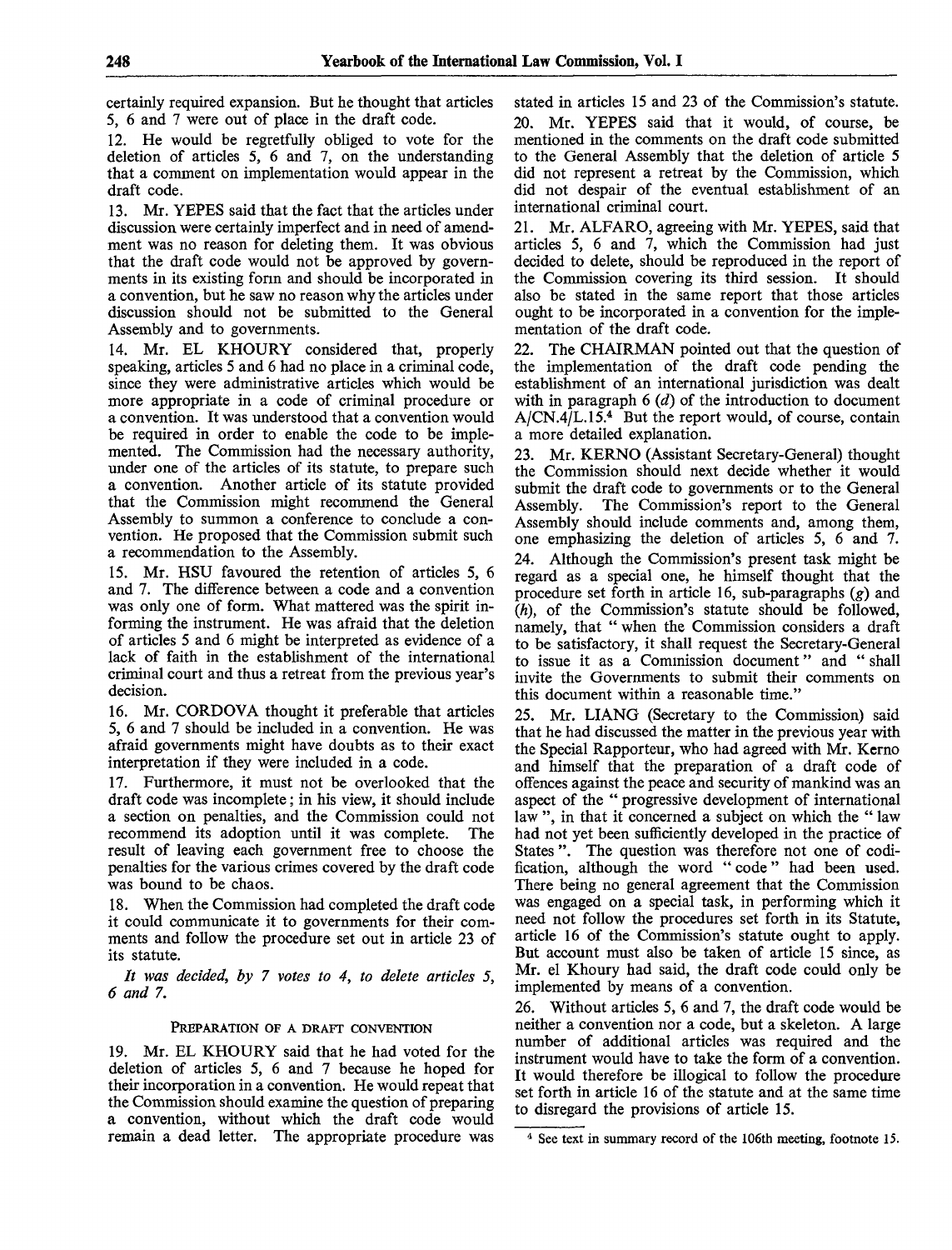certainly required expansion. But he thought that articles 5, 6 and 7 were out of place in the draft code.

12. He would be regretfully obliged to vote for the deletion of articles 5, 6 and 7, on the understanding that a comment on implementation would appear in the draft code.

13. Mr. YEPES said that the fact that the articles under discussion were certainly imperfect and in need of amendment was no reason for deleting them. It was obvious that the draft code would not be approved by governments in its existing form and should be incorporated in a convention, but he saw no reason why the articles under discussion should not be submitted to the General Assembly and to governments.

14. Mr. EL KHOURY considered that, properly speaking, articles 5 and 6 had no place in a criminal code, since they were administrative articles which would be more appropriate in a code of criminal procedure or a convention. It was understood that a convention would be required in order to enable the code to be implemented. The Commission had the necessary authority, under one of the articles of its statute, to prepare such a convention. Another article of its statute provided that the Commission might recommend the General Assembly to summon a conference to conclude a convention. He proposed that the Commission submit such a recommendation to the Assembly.

15. Mr. HSU favoured the retention of articles 5, 6 and 7. The difference between a code and a convention was only one of form. What mattered was the spirit informing the instrument. He was afraid that the deletion of articles 5 and 6 might be interpreted as evidence of a lack of faith in the establishment of the international criminal court and thus a retreat from the previous year's decision.

16. Mr. CORDOVA thought it preferable that articles 5, 6 and 7 should be included in a convention. He was afraid governments might have doubts as to their exact interpretation if they were included in a code.

17. Furthermore, it must not be overlooked that the draft code was incomplete; in his view, it should include a section on penalties, and the Commission could not recommend its adoption until it was complete. The result of leaving each government free to choose the penalties for the various crimes covered by the draft code was bound to be chaos.

18. When the Commission had completed the draft code it could communicate it to governments for their comments and follow the procedure set out in article 23 of its statute.

*It was decided, by 7 votes to 4, to delete articles 5, 6 and 7.*

### PREPARATION OF A DRAFT CONVENTION

19. Mr. EL KHOURY said that he had voted for the deletion of articles 5, 6 and 7 because he hoped for their incorporation in a convention. He would repeat that the Commission should examine the question of preparing a convention, without which the draft code would remain a dead letter. The appropriate procedure was stated in articles 15 and 23 of the Commission's statute.

20. Mr. YEPES said that it would, of course, be mentioned in the comments on the draft code submitted to the General Assembly that the deletion of article 5 did not represent a retreat by the Commission, which did not despair of the eventual establishment of an international criminal court.

21. Mr. ALFARO, agreeing with Mr. YEPES, said that articles 5, 6 and 7, which the Commission had just decided to delete, should be reproduced in the report of the Commission covering its third session. It should also be stated in the same report that those articles ought to be incorporated in a convention for the implementation of the draft code.

22. The CHAIRMAN pointed out that the question of the implementation of the draft code pending the establishment of an international jurisdiction was dealt with in paragraph 6 (*d*) of the introduction to document A/CN.4/L.15.[4] But the report would, of course, contain a more detailed explanation.

23. Mr. KERNO (Assistant Secretary-General) thought the Commission should next decide whether it would submit the draft code to governments or to the General Assembly. The Commission's report to the General Assembly should include comments and, among them, one emphasizing the deletion of articles 5, 6 and 7.

24. Although the Commission's present task might be regard as a special one, he himself thought that the procedure set forth in article 16, sub-paragraphs (*g*) and (*h*), of the Commission's statute should be followed, namely, that " when the Commission considers a draft to be satisfactory, it shall request the Secretary-General to issue it as a Commission document " and " shall invite the Governments to submit their comments on this document within a reasonable time."

25. Mr. LIANG (Secretary to the Commission) said that he had discussed the matter in the previous year with the Special Rapporteur, who had agreed with Mr. Kerno and himself that the preparation of a draft code of offences against the peace and security of mankind was an aspect of the " progressive development of international law ", in that it concerned a subject on which the " law had not yet been sufficiently developed in the practice of States ". The question was therefore not one of codification, although the word " code " had been used. There being no general agreement that the Commission was engaged on a special task, in performing which it need not follow the procedures set forth in its Statute, article 16 of the Commission's statute ought to apply. But account must also be taken of article 15 since, as Mr. el Khoury had said, the draft code could only be implemented by means of a convention.

26. Without articles 5, 6 and 7, the draft code would be neither a convention nor a code, but a skeleton. A large number of additional articles was required and the instrument would have to take the form of a convention. It would therefore be illogical to follow the procedure set forth in article 16 of the statute and at the same time to disregard the provisions of article 15.

---

[4] See text in summary record of the 106th meeting, footnote 15.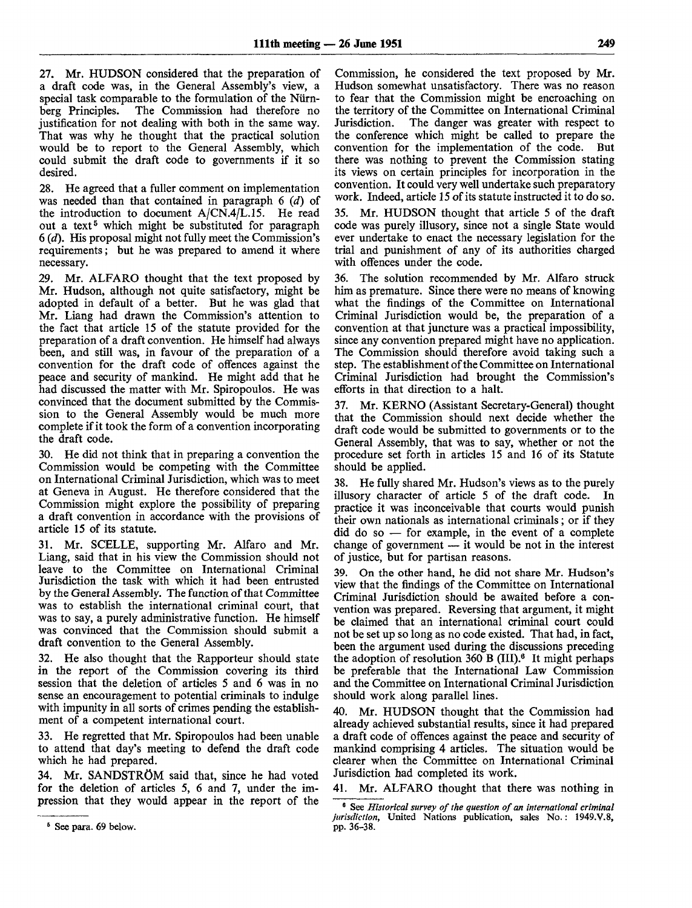27. Mr. HUDSON considered that the preparation of a draft code was, in the General Assembly's view, a special task comparable to the formulation of the Nürnberg Principles. The Commission had therefore no justification for not dealing with both in the same way. That was why he thought that the practical solution would be to report to the General Assembly, which could submit the draft code to governments if it so desired.

28. He agreed that a fuller comment on implementation was needed than that contained in paragraph 6 (*d*) of the introduction to document A/CN.4/L.15. He read out a text[5] which might be substituted for paragraph 6 (*d*). His proposal might not fully meet the Commission's requirements; but he was prepared to amend it where necessary.

29. Mr. ALFARO thought that the text proposed by Mr. Hudson, although not quite satisfactory, might be adopted in default of a better. But he was glad that Mr. Liang had drawn the Commission's attention to the fact that article 15 of the statute provided for the preparation of a draft convention. He himself had always been, and still was, in favour of the preparation of a convention for the draft code of offences against the peace and security of mankind. He might add that he had discussed the matter with Mr. Spiropoulos. He was convinced that the document submitted by the Commission to the General Assembly would be much more complete if it took the form of a convention incorporating the draft code.

30. He did not think that in preparing a convention the Commission would be competing with the Committee on International Criminal Jurisdiction, which was to meet at Geneva in August. He therefore considered that the Commission might explore the possibility of preparing a draft convention in accordance with the provisions of article 15 of its statute.

31. Mr. SCELLE, supporting Mr. Alfaro and Mr. Liang, said that in his view the Commission should not leave to the Committee on International Criminal Jurisdiction the task with which it had been entrusted by the General Assembly. The function of that Committee was to establish the international criminal court, that was to say, a purely administrative function. He himself was convinced that the Commission should submit a draft convention to the General Assembly.

32. He also thought that the Rapporteur should state in the report of the Commission covering its third session that the deletion of articles 5 and 6 was in no sense an encouragement to potential criminals to indulge with impunity in all sorts of crimes pending the establishment of a competent international court.

33. He regretted that Mr. Spiropoulos had been unable to attend that day's meeting to defend the draft code which he had prepared.

34. Mr. SANDSTRÖM said that, since he had voted for the deletion of articles 5, 6 and 7, under the impression that they would appear in the report of the Commission, he considered the text proposed by Mr. Hudson somewhat unsatisfactory. There was no reason to fear that the Commission might be encroaching on the territory of the Committee on International Criminal Jurisdiction. The danger was greater with respect to the conference which might be called to prepare the convention for the implementation of the code. But there was nothing to prevent the Commission stating its views on certain principles for incorporation in the convention. It could very well undertake such preparatory work. Indeed, article 15 of its statute instructed it to do so.

35. Mr. HUDSON thought that article 5 of the draft code was purely illusory, since not a single State would ever undertake to enact the necessary legislation for the trial and punishment of any of its authorities charged with offences under the code.

36. The solution recommended by Mr. Alfaro struck him as premature. Since there were no means of knowing what the findings of the Committee on International Criminal Jurisdiction would be, the preparation of a convention at that juncture was a practical impossibility, since any convention prepared might have no application. The Commission should therefore avoid taking such a step. The establishment of the Committee on International Criminal Jurisdiction had brought the Commission's efforts in that direction to a halt.

37. Mr. KERNO (Assistant Secretary-General) thought that the Commission should next decide whether the draft code would be submitted to governments or to the General Assembly, that was to say, whether or not the procedure set forth in articles 15 and 16 of its Statute should be applied.

38. He fully shared Mr. Hudson's views as to the purely illusory character of article 5 of the draft code. In practice it was inconceivable that courts would punish their own nationals as international criminals; or if they did do so — for example, in the event of a complete change of government — it would be not in the interest of justice, but for partisan reasons.

39. On the other hand, he did not share Mr. Hudson's view that the findings of the Committee on International Criminal Jurisdiction should be awaited before a convention was prepared. Reversing that argument, it might be claimed that an international criminal court could not be set up so long as no code existed. That had, in fact, been the argument used during the discussions preceding the adoption of resolution 360 B (III).[6] It might perhaps be preferable that the International Law Commission and the Committee on International Criminal Jurisdiction should work along parallel lines.

40. Mr. HUDSON thought that the Commission had already achieved substantial results, since it had prepared a draft code of offences against the peace and security of mankind comprising 4 articles. The situation would be clearer when the Committee on International Criminal Jurisdiction had completed its work.

41. Mr. ALFARO thought that there was nothing in

---

[5] See para. 69 below.

[6] See *Historical survey of the question of an international criminal jurisdiction*, United Nations publication, sales No.: 1949.V.8, pp. 36-38.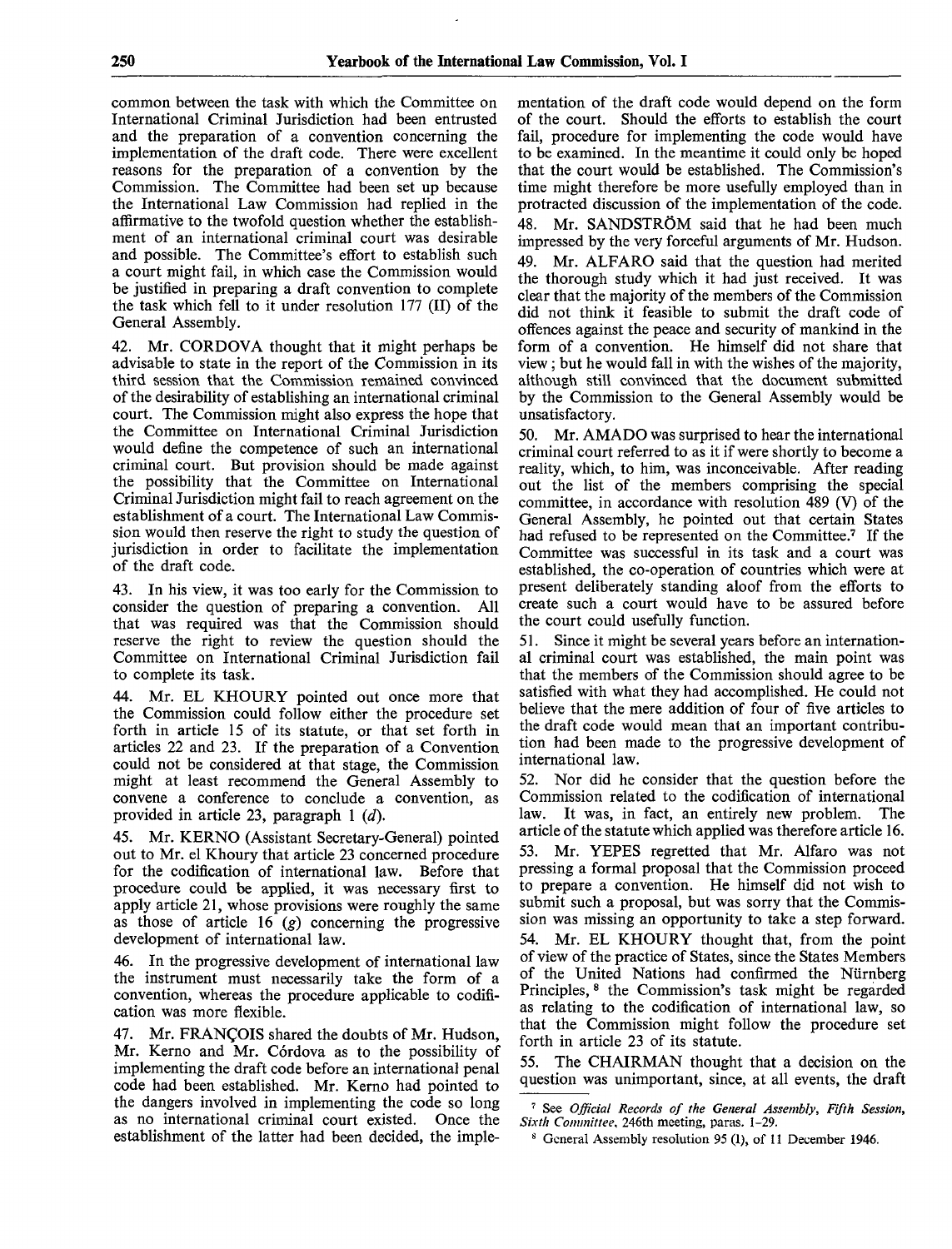common between the task with which the Committee on International Criminal Jurisdiction had been entrusted and the preparation of a convention concerning the implementation of the draft code. There were excellent reasons for the preparation of a convention by the Commission. The Committee had been set up because the International Law Commission had replied in the affirmative to the twofold question whether the establishment of an international criminal court was desirable and possible. The Committee's effort to establish such a court might fail, in which case the Commission would be justified in preparing a draft convention to complete the task which fell to it under resolution 177 (II) of the General Assembly.

42. Mr. CORDOVA thought that it might perhaps be advisable to state in the report of the Commission in its third session that the Commission remained convinced of the desirability of establishing an international criminal court. The Commission might also express the hope that the Committee on International Criminal Jurisdiction would define the competence of such an international criminal court. But provision should be made against the possibility that the Committee on International Criminal Jurisdiction might fail to reach agreement on the establishment of a court. The International Law Commission would then reserve the right to study the question of jurisdiction in order to facilitate the implementation of the draft code.

43. In his view, it was too early for the Commission to consider the question of preparing a convention. All that was required was that the Commission should reserve the right to review the question should the Committee on International Criminal Jurisdiction fail to complete its task.

44. Mr. EL KHOURY pointed out once more that the Commission could follow either the procedure set forth in article 15 of its statute, or that set forth in articles 22 and 23. If the preparation of a Convention could not be considered at that stage, the Commission might at least recommend the General Assembly to convene a conference to conclude a convention, as provided in article 23, paragraph 1 (*d*).

45. Mr. KERNO (Assistant Secretary-General) pointed out to Mr. el Khoury that article 23 concerned procedure for the codification of international law. Before that procedure could be applied, it was necessary first to apply article 21, whose provisions were roughly the same as those of article 16 (*g*) concerning the progressive development of international law.

46. In the progressive development of international law the instrument must necessarily take the form of a convention, whereas the procedure applicable to codification was more flexible.

47. Mr. FRANÇOIS shared the doubts of Mr. Hudson, Mr. Kerno and Mr. Córdova as to the possibility of implementing the draft code before an international penal code had been established. Mr. Kerno had pointed to the dangers involved in implementing the code so long as no international criminal court existed. Once the establishment of the latter had been decided, the implementation of the draft code would depend on the form of the court. Should the efforts to establish the court fail, procedure for implementing the code would have to be examined. In the meantime it could only be hoped that the court would be established. The Commission's time might therefore be more usefully employed than in protracted discussion of the implementation of the code.

48. Mr. SANDSTRÖM said that he had been much impressed by the very forceful arguments of Mr. Hudson.

49. Mr. ALFARO said that the question had merited the thorough study which it had just received. It was clear that the majority of the members of the Commission did not think it feasible to submit the draft code of offences against the peace and security of mankind in the form of a convention. He himself did not share that view; but he would fall in with the wishes of the majority, although still convinced that the document submitted by the Commission to the General Assembly would be unsatisfactory.

50. Mr. AMADO was surprised to hear the international criminal court referred to as it if were shortly to become a reality, which, to him, was inconceivable. After reading out the list of the members comprising the special committee, in accordance with resolution 489 (V) of the General Assembly, he pointed out that certain States had refused to be represented on the Committee.[7] If the Committee was successful in its task and a court was established, the co-operation of countries which were at present deliberately standing aloof from the efforts to create such a court would have to be assured before the court could usefully function.

51. Since it might be several years before an international criminal court was established, the main point was that the members of the Commission should agree to be satisfied with what they had accomplished. He could not believe that the mere addition of four of five articles to the draft code would mean that an important contribution had been made to the progressive development of international law.

52. Nor did he consider that the question before the Commission related to the codification of international law. It was, in fact, an entirely new problem. The article of the statute which applied was therefore article 16.

53. Mr. YEPES regretted that Mr. Alfaro was not pressing a formal proposal that the Commission proceed to prepare a convention. He himself did not wish to submit such a proposal, but was sorry that the Commission was missing an opportunity to take a step forward.

54. Mr. EL KHOURY thought that, from the point of view of the practice of States, since the States Members of the United Nations had confirmed the Nürnberg Principles,[8] the Commission's task might be regarded as relating to the codification of international law, so that the Commission might follow the procedure set forth in article 23 of its statute.

55. The CHAIRMAN thought that a decision on the question was unimportant, since, at all events, the draft

[7] See *Official Records of the General Assembly, Fifth Session, Sixth Committee*, 246th meeting, paras. 1-29.

[8] General Assembly resolution 95 (I), of 11 December 1946.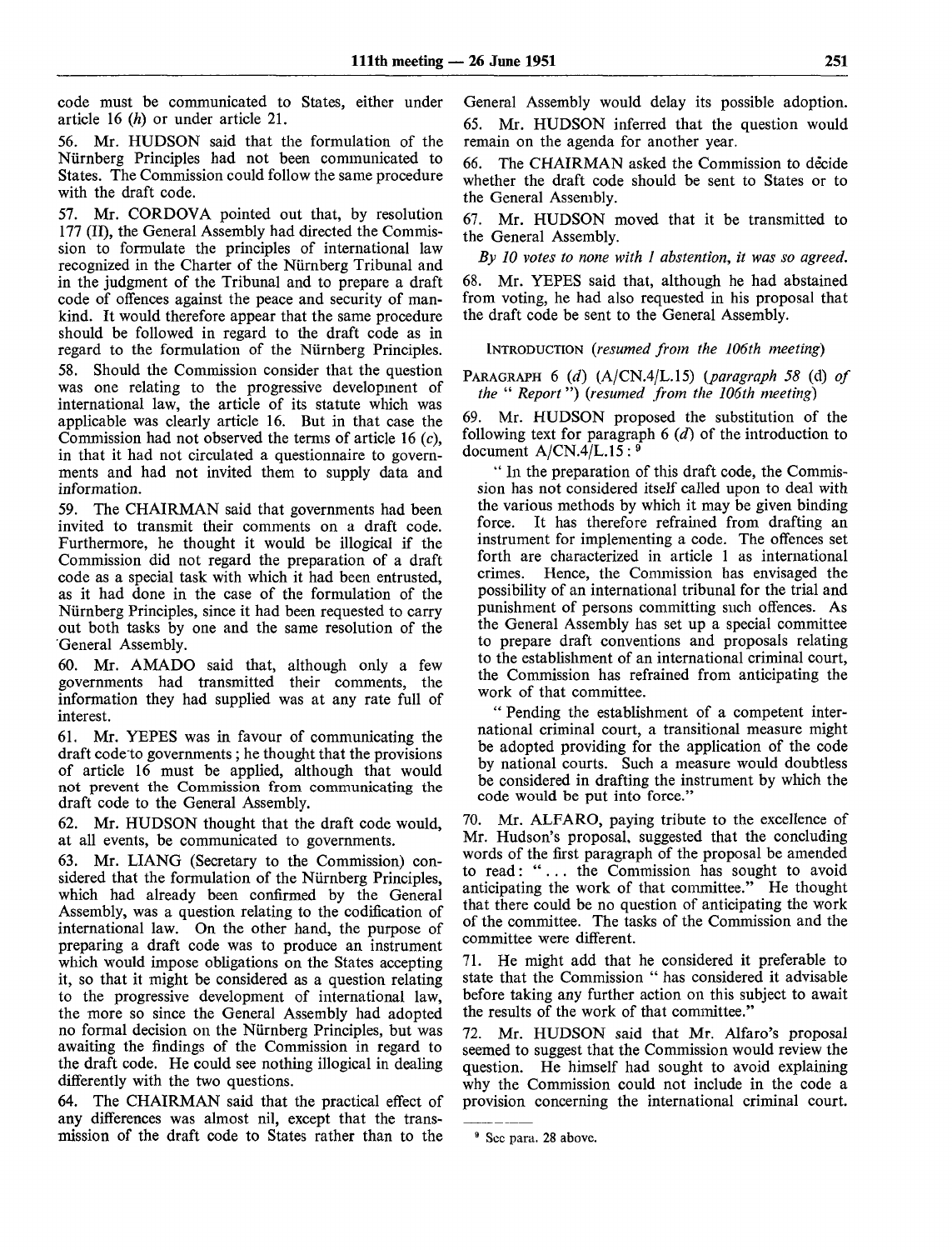code must be communicated to States, either under article 16 (*h*) or under article 21.

56. Mr. HUDSON said that the formulation of the Nürnberg Principles had not been communicated to States. The Commission could follow the same procedure with the draft code.

57. Mr. CORDOVA pointed out that, by resolution 177 (II), the General Assembly had directed the Commission to formulate the principles of international law recognized in the Charter of the Nürnberg Tribunal and in the judgment of the Tribunal and to prepare a draft code of offences against the peace and security of mankind. It would therefore appear that the same procedure should be followed in regard to the draft code as in regard to the formulation of the Nürnberg Principles.

58. Should the Commission consider that the question was one relating to the progressive development of international law, the article of its statute which was applicable was clearly article 16. But in that case the Commission had not observed the terms of article 16 (*c*), in that it had not circulated a questionnaire to governments and had not invited them to supply data and information.

59. The CHAIRMAN said that governments had been invited to transmit their comments on a draft code. Furthermore, he thought it would be illogical if the Commission did not regard the preparation of a draft code as a special task with which it had been entrusted, as it had done in the case of the formulation of the Nürnberg Principles, since it had been requested to carry out both tasks by one and the same resolution of the General Assembly.

60. Mr. AMADO said that, although only a few governments had transmitted their comments, the information they had supplied was at any rate full of interest.

61. Mr. YEPES was in favour of communicating the draft code to governments; he thought that the provisions of article 16 must be applied, although that would not prevent the Commission from communicating the draft code to the General Assembly.

62. Mr. HUDSON thought that the draft code would, at all events, be communicated to governments.

63. Mr. LIANG (Secretary to the Commission) considered that the formulation of the Nürnberg Principles, which had already been confirmed by the General Assembly, was a question relating to the codification of international law. On the other hand, the purpose of preparing a draft code was to produce an instrument which would impose obligations on the States accepting it, so that it might be considered as a question relating to the progressive development of international law, the more so since the General Assembly had adopted no formal decision on the Nürnberg Principles, but was awaiting the findings of the Commission in regard to the draft code. He could see nothing illogical in dealing differently with the two questions.

64. The CHAIRMAN said that the practical effect of any differences was almost nil, except that the transmission of the draft code to States rather than to the General Assembly would delay its possible adoption.

65. Mr. HUDSON inferred that the question would remain on the agenda for another year.

66. The CHAIRMAN asked the Commission to decide whether the draft code should be sent to States or to the General Assembly.

67. Mr. HUDSON moved that it be transmitted to the General Assembly.

*By 10 votes to none with 1 abstention, it was so agreed.*

68. Mr. YEPES said that, although he had abstained from voting, he had also requested in his proposal that the draft code be sent to the General Assembly.

INTRODUCTION (*resumed from the 106th meeting*)

PARAGRAPH 6 (*d*) (A/CN.4/L.15) (*paragraph 58* (d) *of the "Report"*) (*resumed from the 106th meeting*)

69. Mr. HUDSON proposed the substitution of the following text for paragraph 6 (*d*) of the introduction to document A/CN.4/L.15:[9]

"In the preparation of this draft code, the Commission has not considered itself called upon to deal with the various methods by which it may be given binding force. It has therefore refrained from drafting an instrument for implementing a code. The offences set forth are characterized in article 1 as international crimes. Hence, the Commission has envisaged the possibility of an international tribunal for the trial and punishment of persons committing such offences. As the General Assembly has set up a special committee to prepare draft conventions and proposals relating to the establishment of an international criminal court, the Commission has refrained from anticipating the work of that committee.

"Pending the establishment of a competent international criminal court, a transitional measure might be adopted providing for the application of the code by national courts. Such a measure would doubtless be considered in drafting the instrument by which the code would be put into force."

70. Mr. ALFARO, paying tribute to the excellence of Mr. Hudson's proposal, suggested that the concluding words of the first paragraph of the proposal be amended to read: "... the Commission has sought to avoid anticipating the work of that committee." He thought that there could be no question of anticipating the work of the committee. The tasks of the Commission and the committee were different.

71. He might add that he considered it preferable to state that the Commission "has considered it advisable before taking any further action on this subject to await the results of the work of that committee."

72. Mr. HUDSON said that Mr. Alfaro's proposal seemed to suggest that the Commission would review the question. He himself had sought to avoid explaining why the Commission could not include in the code a provision concerning the international criminal court.

---

[9] See para. 28 above.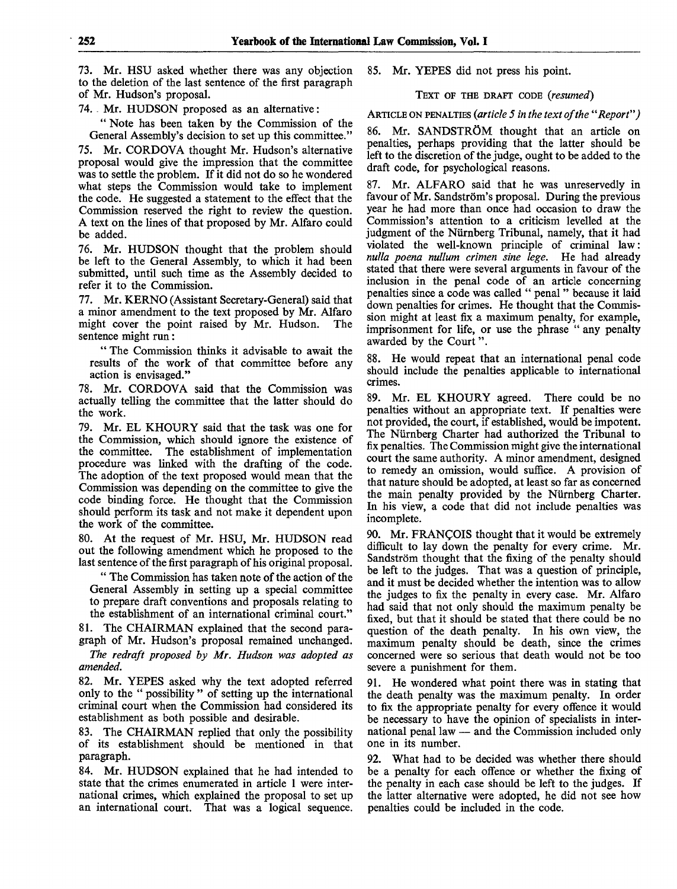73. Mr. HSU asked whether there was any objection to the deletion of the last sentence of the first paragraph of Mr. Hudson's proposal.

74. Mr. HUDSON proposed as an alternative:

"Note has been taken by the Commission of the General Assembly's decision to set up this committee."

75. Mr. CORDOVA thought Mr. Hudson's alternative proposal would give the impression that the committee was to settle the problem. If it did not do so he wondered what steps the Commission would take to implement the code. He suggested a statement to the effect that the Commission reserved the right to review the question. A text on the lines of that proposed by Mr. Alfaro could be added.

76. Mr. HUDSON thought that the problem should be left to the General Assembly, to which it had been submitted, until such time as the Assembly decided to refer it to the Commission.

77. Mr. KERNO (Assistant Secretary-General) said that a minor amendment to the text proposed by Mr. Alfaro might cover the point raised by Mr. Hudson. The sentence might run:

"The Commission thinks it advisable to await the results of the work of that committee before any action is envisaged."

78. Mr. CORDOVA said that the Commission was actually telling the committee that the latter should do the work.

79. Mr. EL KHOURY said that the task was one for the Commission, which should ignore the existence of the committee. The establishment of implementation procedure was linked with the drafting of the code. The adoption of the text proposed would mean that the Commission was depending on the committee to give the code binding force. He thought that the Commission should perform its task and not make it dependent upon the work of the committee.

80. At the request of Mr. HSU, Mr. HUDSON read out the following amendment which he proposed to the last sentence of the first paragraph of his original proposal.

"The Commission has taken note of the action of the General Assembly in setting up a special committee to prepare draft conventions and proposals relating to the establishment of an international criminal court."

81. The CHAIRMAN explained that the second paragraph of Mr. Hudson's proposal remained unchanged.

*The redraft proposed by Mr. Hudson was adopted as amended.*

82. Mr. YEPES asked why the text adopted referred only to the "possibility" of setting up the international criminal court when the Commission had considered its establishment as both possible and desirable.

83. The CHAIRMAN replied that only the possibility of its establishment should be mentioned in that paragraph.

84. Mr. HUDSON explained that he had intended to state that the crimes enumerated in article 1 were international crimes, which explained the proposal to set up an international court. That was a logical sequence.

85. Mr. YEPES did not press his point.

### TEXT OF THE DRAFT CODE (*resumed*)

ARTICLE ON PENALTIES (*article 5 in the text of the "Report"*)

86. Mr. SANDSTRÖM thought that an article on penalties, perhaps providing that the latter should be left to the discretion of the judge, ought to be added to the draft code, for psychological reasons.

87. Mr. ALFARO said that he was unreservedly in favour of Mr. Sandström's proposal. During the previous year he had more than once had occasion to draw the Commission's attention to a criticism levelled at the judgment of the Nürnberg Tribunal, namely, that it had violated the well-known principle of criminal law: *nulla poena nullum crimen sine lege*. He had already stated that there were several arguments in favour of the inclusion in the penal code of an article concerning penalties since a code was called "penal" because it laid down penalties for crimes. He thought that the Commission might at least fix a maximum penalty, for example, imprisonment for life, or use the phrase "any penalty awarded by the Court".

88. He would repeat that an international penal code should include the penalties applicable to international crimes.

89. Mr. EL KHOURY agreed. There could be no penalties without an appropriate text. If penalties were not provided, the court, if established, would be impotent. The Nürnberg Charter had authorized the Tribunal to fix penalties. The Commission might give the international court the same authority. A minor amendment, designed to remedy an omission, would suffice. A provision of that nature should be adopted, at least so far as concerned the main penalty provided by the Nürnberg Charter. In his view, a code that did not include penalties was incomplete.

90. Mr. FRANÇOIS thought that it would be extremely difficult to lay down the penalty for every crime. Mr. Sandström thought that the fixing of the penalty should be left to the judges. That was a question of principle, and it must be decided whether the intention was to allow the judges to fix the penalty in every case. Mr. Alfaro had said that not only should the maximum penalty be fixed, but that it should be stated that there could be no question of the death penalty. In his own view, the maximum penalty should be death, since the crimes concerned were so serious that death would not be too severe a punishment for them.

91. He wondered what point there was in stating that the death penalty was the maximum penalty. In order to fix the appropriate penalty for every offence it would be necessary to have the opinion of specialists in international penal law — and the Commission included only one in its number.

92. What had to be decided was whether there should be a penalty for each offence or whether the fixing of the penalty in each case should be left to the judges. If the latter alternative were adopted, he did not see how penalties could be included in the code.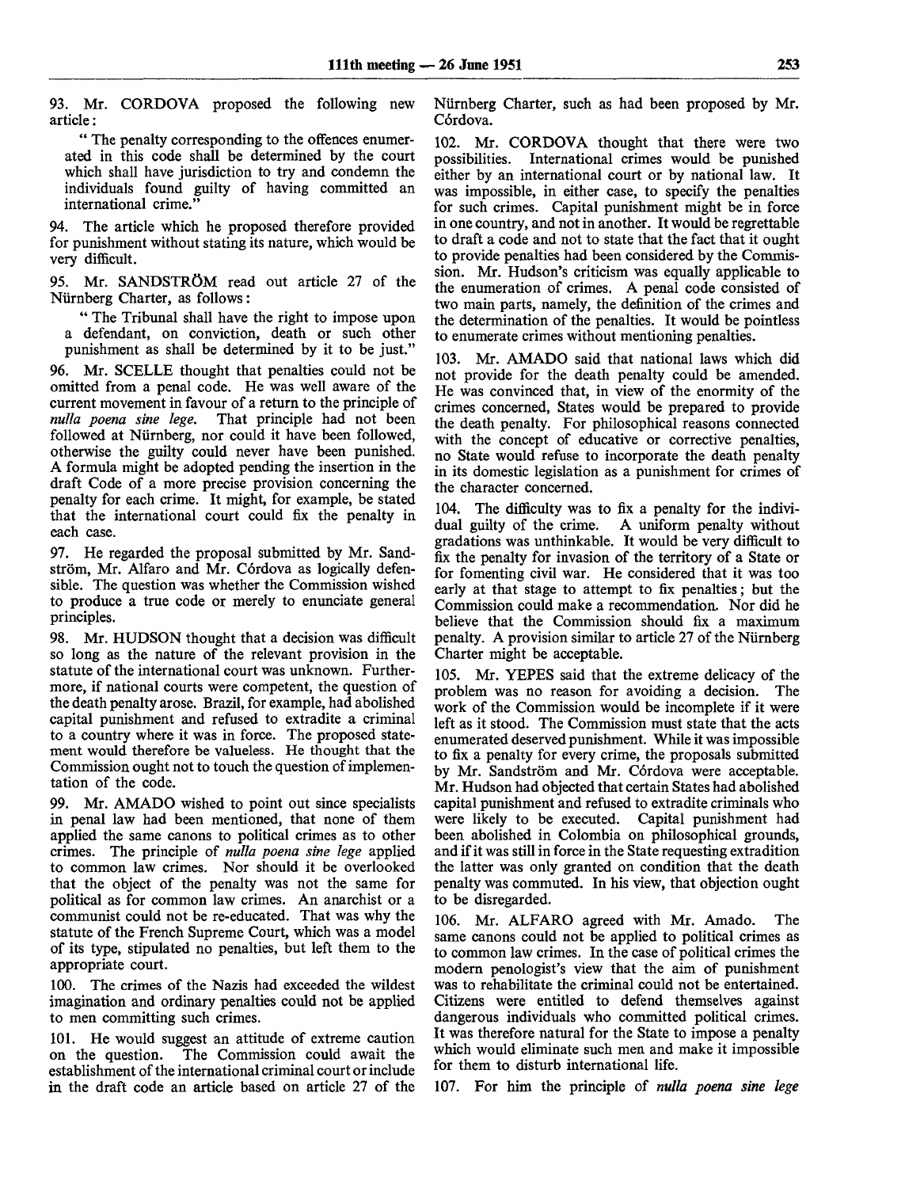93. Mr. CORDOVA proposed the following new article:

"The penalty corresponding to the offences enumerated in this code shall be determined by the court which shall have jurisdiction to try and condemn the individuals found guilty of having committed an international crime."

94. The article which he proposed therefore provided for punishment without stating its nature, which would be very difficult.

95. Mr. SANDSTRÖM read out article 27 of the Nürnberg Charter, as follows:

"The Tribunal shall have the right to impose upon a defendant, on conviction, death or such other punishment as shall be determined by it to be just."

96. Mr. SCELLE thought that penalties could not be omitted from a penal code. He was well aware of the current movement in favour of a return to the principle of *nulla poena sine lege*. That principle had not been followed at Nürnberg, nor could it have been followed, otherwise the guilty could never have been punished. A formula might be adopted pending the insertion in the draft Code of a more precise provision concerning the penalty for each crime. It might, for example, be stated that the international court could fix the penalty in each case.

97. He regarded the proposal submitted by Mr. Sandström, Mr. Alfaro and Mr. Córdova as logically defensible. The question was whether the Commission wished to produce a true code or merely to enunciate general principles.

98. Mr. HUDSON thought that a decision was difficult so long as the nature of the relevant provision in the statute of the international court was unknown. Furthermore, if national courts were competent, the question of the death penalty arose. Brazil, for example, had abolished capital punishment and refused to extradite a criminal to a country where it was in force. The proposed statement would therefore be valueless. He thought that the Commission ought not to touch the question of implementation of the code.

99. Mr. AMADO wished to point out since specialists in penal law had been mentioned, that none of them applied the same canons to political crimes as to other crimes. The principle of *nulla poena sine lege* applied to common law crimes. Nor should it be overlooked that the object of the penalty was not the same for political as for common law crimes. An anarchist or a communist could not be re-educated. That was why the statute of the French Supreme Court, which was a model of its type, stipulated no penalties, but left them to the appropriate court.

100. The crimes of the Nazis had exceeded the wildest imagination and ordinary penalties could not be applied to men committing such crimes.

101. He would suggest an attitude of extreme caution on the question. The Commission could await the establishment of the international criminal court or include in the draft code an article based on article 27 of the Nürnberg Charter, such as had been proposed by Mr. Córdova.

102. Mr. CORDOVA thought that there were two possibilities. International crimes would be punished either by an international court or by national law. It was impossible, in either case, to specify the penalties for such crimes. Capital punishment might be in force in one country, and not in another. It would be regrettable to draft a code and not to state that the fact that it ought to provide penalties had been considered by the Commission. Mr. Hudson's criticism was equally applicable to the enumeration of crimes. A penal code consisted of two main parts, namely, the definition of the crimes and the determination of the penalties. It would be pointless to enumerate crimes without mentioning penalties.

103. Mr. AMADO said that national laws which did not provide for the death penalty could be amended. He was convinced that, in view of the enormity of the crimes concerned, States would be prepared to provide the death penalty. For philosophical reasons connected with the concept of educative or corrective penalties, no State would refuse to incorporate the death penalty in its domestic legislation as a punishment for crimes of the character concerned.

104. The difficulty was to fix a penalty for the individual guilty of the crime. A uniform penalty without gradations was unthinkable. It would be very difficult to fix the penalty for invasion of the territory of a State or for fomenting civil war. He considered that it was too early at that stage to attempt to fix penalties; but the Commission could make a recommendation. Nor did he believe that the Commission should fix a maximum penalty. A provision similar to article 27 of the Nürnberg Charter might be acceptable.

105. Mr. YEPES said that the extreme delicacy of the problem was no reason for avoiding a decision. The work of the Commission would be incomplete if it were left as it stood. The Commission must state that the acts enumerated deserved punishment. While it was impossible to fix a penalty for every crime, the proposals submitted by Mr. Sandström and Mr. Córdova were acceptable. Mr. Hudson had objected that certain States had abolished capital punishment and refused to extradite criminals who were likely to be executed. Capital punishment had been abolished in Colombia on philosophical grounds, and if it was still in force in the State requesting extradition the latter was only granted on condition that the death penalty was commuted. In his view, that objection ought to be disregarded.

106. Mr. ALFARO agreed with Mr. Amado. The same canons could not be applied to political crimes as to common law crimes. In the case of political crimes the modern penologist's view that the aim of punishment was to rehabilitate the criminal could not be entertained. Citizens were entitled to defend themselves against dangerous individuals who committed political crimes. It was therefore natural for the State to impose a penalty which would eliminate such men and make it impossible for them to disturb international life.

107. For him the principle of *nulla poena sine lege*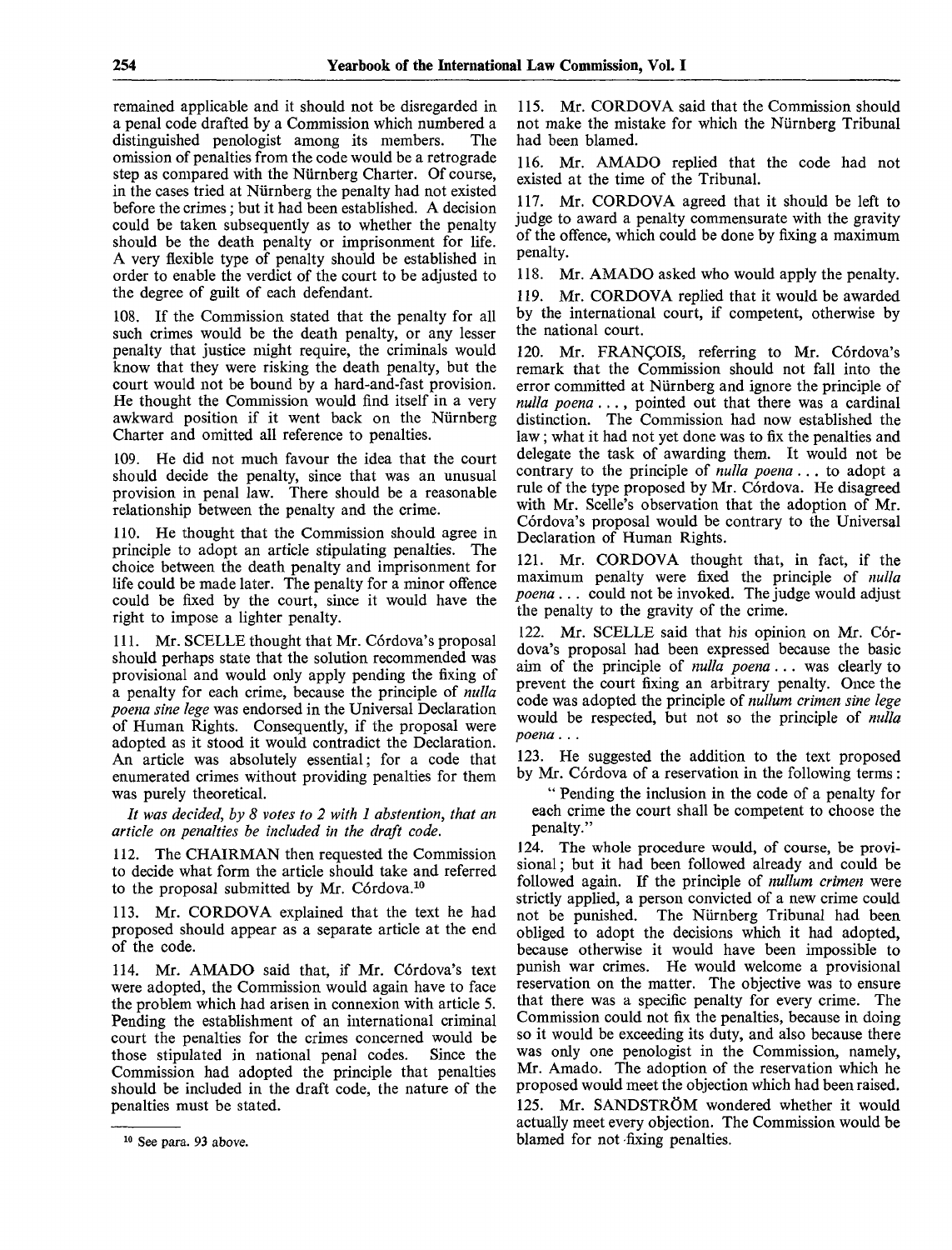remained applicable and it should not be disregarded in a penal code drafted by a Commission which numbered a distinguished penologist among its members. The omission of penalties from the code would be a retrograde step as compared with the Nürnberg Charter. Of course, in the cases tried at Nürnberg the penalty had not existed before the crimes; but it had been established. A decision could be taken subsequently as to whether the penalty should be the death penalty or imprisonment for life. A very flexible type of penalty should be established in order to enable the verdict of the court to be adjusted to the degree of guilt of each defendant.

108. If the Commission stated that the penalty for all such crimes would be the death penalty, or any lesser penalty that justice might require, the criminals would know that they were risking the death penalty, but the court would not be bound by a hard-and-fast provision. He thought the Commission would find itself in a very awkward position if it went back on the Nürnberg Charter and omitted all reference to penalties.

109. He did not much favour the idea that the court should decide the penalty, since that was an unusual provision in penal law. There should be a reasonable relationship between the penalty and the crime.

110. He thought that the Commission should agree in principle to adopt an article stipulating penalties. The choice between the death penalty and imprisonment for life could be made later. The penalty for a minor offence could be fixed by the court, since it would have the right to impose a lighter penalty.

111. Mr. SCELLE thought that Mr. Córdova's proposal should perhaps state that the solution recommended was provisional and would only apply pending the fixing of a penalty for each crime, because the principle of *nulla poena sine lege* was endorsed in the Universal Declaration of Human Rights. Consequently, if the proposal were adopted as it stood it would contradict the Declaration. An article was absolutely essential; for a code that enumerated crimes without providing penalties for them was purely theoretical.

*It was decided, by 8 votes to 2 with 1 abstention, that an article on penalties be included in the draft code.*

112. The CHAIRMAN then requested the Commission to decide what form the article should take and referred to the proposal submitted by Mr. Córdova.[10]

113. Mr. CORDOVA explained that the text he had proposed should appear as a separate article at the end of the code.

114. Mr. AMADO said that, if Mr. Córdova's text were adopted, the Commission would again have to face the problem which had arisen in connexion with article 5. Pending the establishment of an international criminal court the penalties for the crimes concerned would be those stipulated in national penal codes. Since the Commission had adopted the principle that penalties should be included in the draft code, the nature of the penalties must be stated.

115. Mr. CORDOVA said that the Commission should not make the mistake for which the Nürnberg Tribunal had been blamed.

116. Mr. AMADO replied that the code had not existed at the time of the Tribunal.

117. Mr. CORDOVA agreed that it should be left to judge to award a penalty commensurate with the gravity of the offence, which could be done by fixing a maximum penalty.

118. Mr. AMADO asked who would apply the penalty.

119. Mr. CORDOVA replied that it would be awarded by the international court, if competent, otherwise by the national court.

120. Mr. FRANÇOIS, referring to Mr. Córdova's remark that the Commission should not fall into the error committed at Nürnberg and ignore the principle of *nulla poena* . . . , pointed out that there was a cardinal distinction. The Commission had now established the law; what it had not yet done was to fix the penalties and delegate the task of awarding them. It would not be contrary to the principle of *nulla poena* . . . to adopt a rule of the type proposed by Mr. Córdova. He disagreed with Mr. Scelle's observation that the adoption of Mr. Córdova's proposal would be contrary to the Universal Declaration of Human Rights.

121. Mr. CORDOVA thought that, in fact, if the maximum penalty were fixed the principle of *nulla poena* . . . could not be invoked. The judge would adjust the penalty to the gravity of the crime.

122. Mr. SCELLE said that his opinion on Mr. Córdova's proposal had been expressed because the basic aim of the principle of *nulla poena* . . . was clearly to prevent the court fixing an arbitrary penalty. Once the code was adopted the principle of *nullum crimen sine lege* would be respected, but not so the principle of *nulla poena* . . .

123. He suggested the addition to the text proposed by Mr. Córdova of a reservation in the following terms:

> " Pending the inclusion in the code of a penalty for each crime the court shall be competent to choose the penalty."

124. The whole procedure would, of course, be provisional; but it had been followed already and could be followed again. If the principle of *nullum crimen* were strictly applied, a person convicted of a new crime could not be punished. The Nürnberg Tribunal had been obliged to adopt the decisions which it had adopted, because otherwise it would have been impossible to punish war crimes. He would welcome a provisional reservation on the matter. The objective was to ensure that there was a specific penalty for every crime. The Commission could not fix the penalties, because in doing so it would be exceeding its duty, and also because there was only one penologist in the Commission, namely, Mr. Amado. The adoption of the reservation which he proposed would meet the objection which had been raised.

125. Mr. SANDSTRÖM wondered whether it would actually meet every objection. The Commission would be blamed for not fixing penalties.

---

[10] See para. 93 above.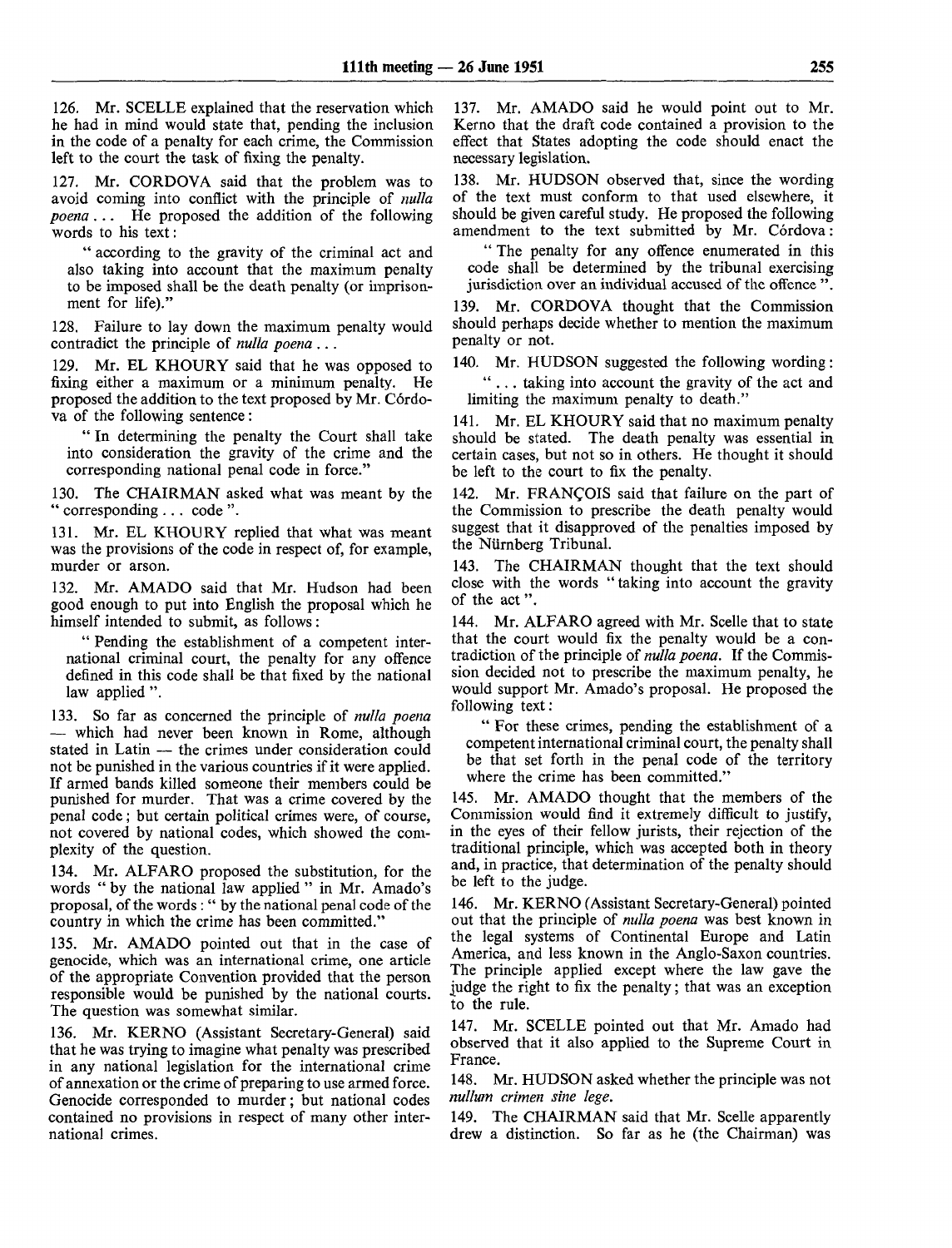126. Mr. SCELLE explained that the reservation which he had in mind would state that, pending the inclusion in the code of a penalty for each crime, the Commission left to the court the task of fixing the penalty.

127. Mr. CORDOVA said that the problem was to avoid coming into conflict with the principle of *nulla poena* ... He proposed the addition of the following words to his text:

> " according to the gravity of the criminal act and also taking into account that the maximum penalty to be imposed shall be the death penalty (or imprisonment for life)."

128. Failure to lay down the maximum penalty would contradict the principle of *nulla poena* ...

129. Mr. EL KHOURY said that he was opposed to fixing either a maximum or a minimum penalty. He proposed the addition to the text proposed by Mr. Córdova of the following sentence:

> " In determining the penalty the Court shall take into consideration the gravity of the crime and the corresponding national penal code in force."

130. The CHAIRMAN asked what was meant by the " corresponding ... code ".

131. Mr. EL KHOURY replied that what was meant was the provisions of the code in respect of, for example, murder or arson.

132. Mr. AMADO said that Mr. Hudson had been good enough to put into English the proposal which he himself intended to submit, as follows:

> " Pending the establishment of a competent international criminal court, the penalty for any offence defined in this code shall be that fixed by the national law applied ".

133. So far as concerned the principle of *nulla poena* — which had never been known in Rome, although stated in Latin — the crimes under consideration could not be punished in the various countries if it were applied. If armed bands killed someone their members could be punished for murder. That was a crime covered by the penal code; but certain political crimes were, of course, not covered by national codes, which showed the complexity of the question.

134. Mr. ALFARO proposed the substitution, for the words " by the national law applied " in Mr. Amado's proposal, of the words: " by the national penal code of the country in which the crime has been committed."

135. Mr. AMADO pointed out that in the case of genocide, which was an international crime, one article of the appropriate Convention provided that the person responsible would be punished by the national courts. The question was somewhat similar.

136. Mr. KERNO (Assistant Secretary-General) said that he was trying to imagine what penalty was prescribed in any national legislation for the international crime of annexation or the crime of preparing to use armed force. Genocide corresponded to murder; but national codes contained no provisions in respect of many other international crimes.

137. Mr. AMADO said he would point out to Mr. Kerno that the draft code contained a provision to the effect that States adopting the code should enact the necessary legislation.

138. Mr. HUDSON observed that, since the wording of the text must conform to that used elsewhere, it should be given careful study. He proposed the following amendment to the text submitted by Mr. Córdova:

> " The penalty for any offence enumerated in this code shall be determined by the tribunal exercising jurisdiction over an individual accused of the offence ".

139. Mr. CORDOVA thought that the Commission should perhaps decide whether to mention the maximum penalty or not.

140. Mr. HUDSON suggested the following wording:

> " ... taking into account the gravity of the act and limiting the maximum penalty to death."

141. Mr. EL KHOURY said that no maximum penalty should be stated. The death penalty was essential in certain cases, but not so in others. He thought it should be left to the court to fix the penalty.

142. Mr. FRANÇOIS said that failure on the part of the Commission to prescribe the death penalty would suggest that it disapproved of the penalties imposed by the Nürnberg Tribunal.

143. The CHAIRMAN thought that the text should close with the words " taking into account the gravity of the act ".

144. Mr. ALFARO agreed with Mr. Scelle that to state that the court would fix the penalty would be a contradiction of the principle of *nulla poena*. If the Commission decided not to prescribe the maximum penalty, he would support Mr. Amado's proposal. He proposed the following text:

> " For these crimes, pending the establishment of a competent international criminal court, the penalty shall be that set forth in the penal code of the territory where the crime has been committed."

145. Mr. AMADO thought that the members of the Commission would find it extremely difficult to justify, in the eyes of their fellow jurists, their rejection of the traditional principle, which was accepted both in theory and, in practice, that determination of the penalty should be left to the judge.

146. Mr. KERNO (Assistant Secretary-General) pointed out that the principle of *nulla poena* was best known in the legal systems of Continental Europe and Latin America, and less known in the Anglo-Saxon countries. The principle applied except where the law gave the judge the right to fix the penalty; that was an exception to the rule.

147. Mr. SCELLE pointed out that Mr. Amado had observed that it also applied to the Supreme Court in France.

148. Mr. HUDSON asked whether the principle was not *nullum crimen sine lege*.

149. The CHAIRMAN said that Mr. Scelle apparently drew a distinction. So far as he (the Chairman) was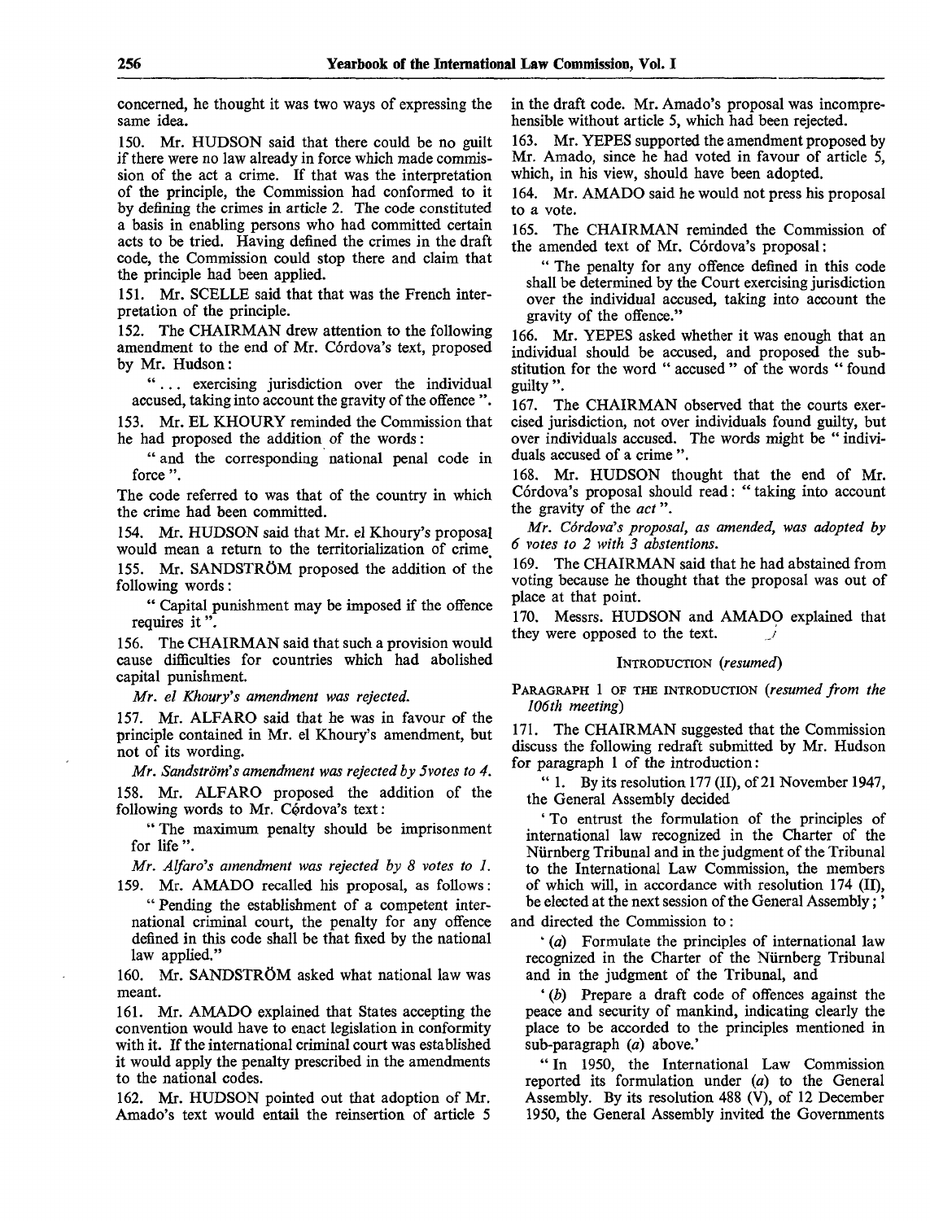concerned, he thought it was two ways of expressing the same idea.

150. Mr. HUDSON said that there could be no guilt if there were no law already in force which made commission of the act a crime. If that was the interpretation of the principle, the Commission had conformed to it by defining the crimes in article 2. The code constituted a basis in enabling persons who had committed certain acts to be tried. Having defined the crimes in the draft code, the Commission could stop there and claim that the principle had been applied.

151. Mr. SCELLE said that that was the French interpretation of the principle.

152. The CHAIRMAN drew attention to the following amendment to the end of Mr. Córdova's text, proposed by Mr. Hudson:

"... exercising jurisdiction over the individual accused, taking into account the gravity of the offence ".

153. Mr. EL KHOURY reminded the Commission that he had proposed the addition of the words:

" and the corresponding national penal code in force ".

The code referred to was that of the country in which the crime had been committed.

154. Mr. HUDSON said that Mr. el Khoury's proposal would mean a return to the territorialization of crime.

155. Mr. SANDSTRÖM proposed the addition of the following words:

" Capital punishment may be imposed if the offence requires it ".

156. The CHAIRMAN said that such a provision would cause difficulties for countries which had abolished capital punishment.

*Mr. el Khoury's amendment was rejected.*

157. Mr. ALFARO said that he was in favour of the principle contained in Mr. el Khoury's amendment, but not of its wording.

*Mr. Sandström's amendment was rejected by 5 votes to 4.*

158. Mr. ALFARO proposed the addition of the following words to Mr. Córdova's text:

" The maximum penalty should be imprisonment for life ".

*Mr. Alfaro's amendment was rejected by 8 votes to 1.*

159. Mr. AMADO recalled his proposal, as follows:

" Pending the establishment of a competent international criminal court, the penalty for any offence defined in this code shall be that fixed by the national law applied."

160. Mr. SANDSTRÖM asked what national law was meant.

161. Mr. AMADO explained that States accepting the convention would have to enact legislation in conformity with it. If the international criminal court was established it would apply the penalty prescribed in the amendments to the national codes.

162. Mr. HUDSON pointed out that adoption of Mr. Amado's text would entail the reinsertion of article 5 in the draft code. Mr. Amado's proposal was incomprehensible without article 5, which had been rejected.

163. Mr. YEPES supported the amendment proposed by Mr. Amado, since he had voted in favour of article 5, which, in his view, should have been adopted.

164. Mr. AMADO said he would not press his proposal to a vote.

165. The CHAIRMAN reminded the Commission of the amended text of Mr. Córdova's proposal:

" The penalty for any offence defined in this code shall be determined by the Court exercising jurisdiction over the individual accused, taking into account the gravity of the offence."

166. Mr. YEPES asked whether it was enough that an individual should be accused, and proposed the substitution for the word " accused " of the words " found guilty ".

167. The CHAIRMAN observed that the courts exercised jurisdiction, not over individuals found guilty, but over individuals accused. The words might be " individuals accused of a crime ".

168. Mr. HUDSON thought that the end of Mr. Córdova's proposal should read: " taking into account the gravity of the *act* ".

*Mr. Córdova's proposal, as amended, was adopted by 6 votes to 2 with 3 abstentions.*

169. The CHAIRMAN said that he had abstained from voting because he thought that the proposal was out of place at that point.

170. Messrs. HUDSON and AMADO explained that they were opposed to the text.

## INTRODUCTION (*resumed*)

PARAGRAPH 1 OF THE INTRODUCTION (*resumed from the 106th meeting*)

171. The CHAIRMAN suggested that the Commission discuss the following redraft submitted by Mr. Hudson for paragraph 1 of the introduction:

" 1. By its resolution 177 (II), of 21 November 1947, the General Assembly decided

'To entrust the formulation of the principles of international law recognized in the Charter of the Nürnberg Tribunal and in the judgment of the Tribunal to the International Law Commission, the members of which will, in accordance with resolution 174 (II), be elected at the next session of the General Assembly;'

and directed the Commission to:

'(*a*) Formulate the principles of international law recognized in the Charter of the Nürnberg Tribunal and in the judgment of the Tribunal, and

'(*b*) Prepare a draft code of offences against the peace and security of mankind, indicating clearly the place to be accorded to the principles mentioned in sub-paragraph (*a*) above.'

" In 1950, the International Law Commission reported its formulation under (*a*) to the General Assembly. By its resolution 488 (V), of 12 December 1950, the General Assembly invited the Governments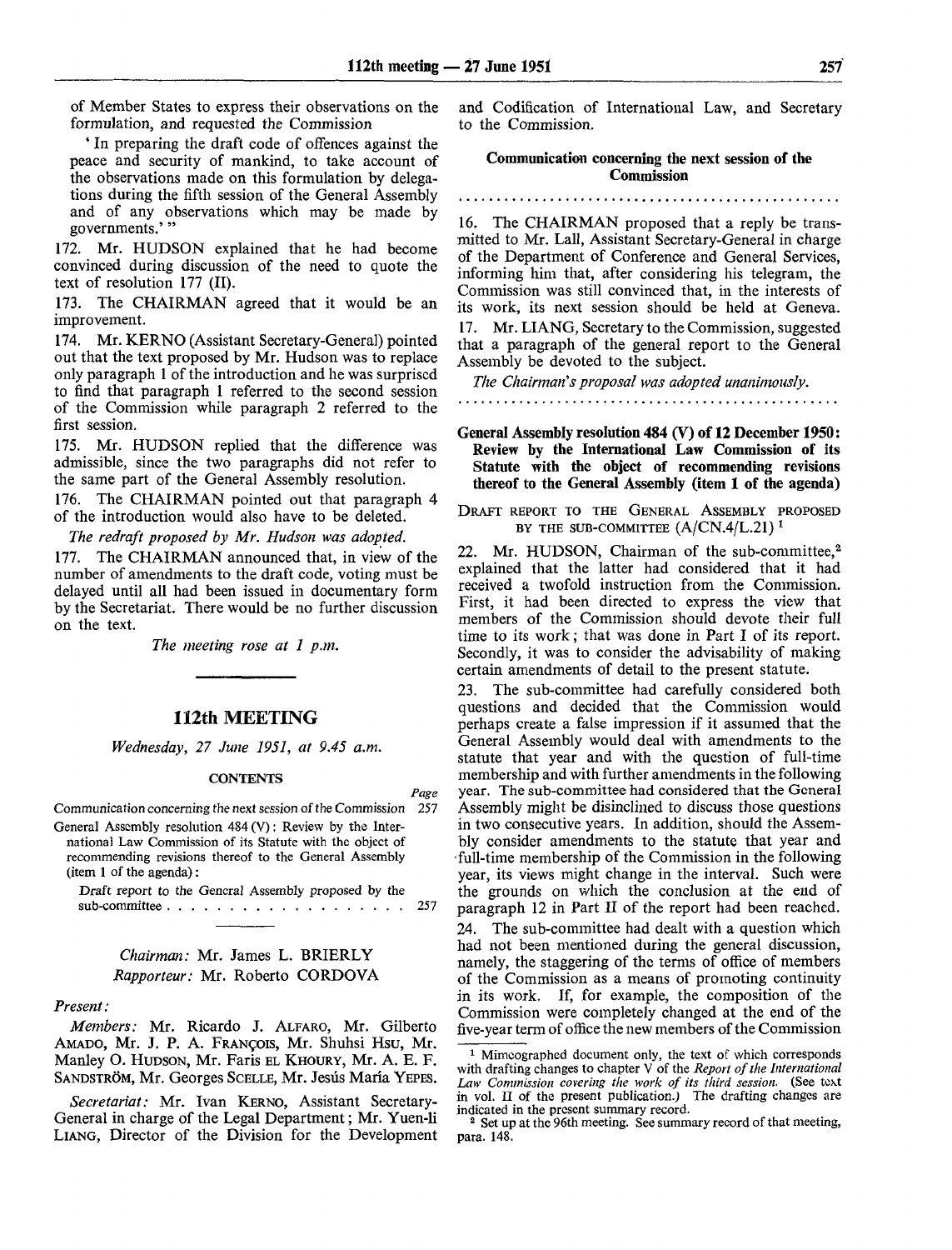of Member States to express their observations on the formulation, and requested the Commission

'In preparing the draft code of offences against the peace and security of mankind, to take account of the observations made on this formulation by delegations during the fifth session of the General Assembly and of any observations which may be made by governments.'"

172. Mr. HUDSON explained that he had become convinced during discussion of the need to quote the text of resolution 177 (II).

173. The CHAIRMAN agreed that it would be an improvement.

174. Mr. KERNO (Assistant Secretary-General) pointed out that the text proposed by Mr. Hudson was to replace only paragraph 1 of the introduction and he was surprised to find that paragraph 1 referred to the second session of the Commission while paragraph 2 referred to the first session.

175. Mr. HUDSON replied that the difference was admissible, since the two paragraphs did not refer to the same part of the General Assembly resolution.

176. The CHAIRMAN pointed out that paragraph 4 of the introduction would also have to be deleted.

*The redraft proposed by Mr. Hudson was adopted.*

177. The CHAIRMAN announced that, in view of the number of amendments to the draft code, voting must be delayed until all had been issued in documentary form by the Secretariat. There would be no further discussion on the text.

*The meeting rose at 1 p.m.*

---

## 112th MEETING

*Wednesday, 27 June 1951, at 9.45 a.m.*

**CONTENTS**

| | Page |
|---|---|
| Communication concerning the next session of the Commission | 257 |
| General Assembly resolution 484 (V): Review by the International Law Commission of its Statute with the object of recommending revisions thereof to the General Assembly (item 1 of the agenda): | |
| Draft report to the General Assembly proposed by the sub-committee | 257 |

*Chairman:* Mr. James L. BRIERLY
*Rapporteur:* Mr. Roberto CORDOVA

*Present:*

*Members:* Mr. Ricardo J. ALFARO, Mr. Gilberto AMADO, Mr. J. P. A. FRANÇOIS, Mr. Shuhsi HSU, Mr. Manley O. HUDSON, Mr. Faris EL KHOURY, Mr. A. E. F. SANDSTRÖM, Mr. Georges SCELLE, Mr. Jesús María YEPES.

*Secretariat:* Mr. Ivan KERNO, Assistant Secretary-General in charge of the Legal Department; Mr. Yuen-li LIANG, Director of the Division for the Development and Codification of International Law, and Secretary to the Commission.

### Communication concerning the next session of the Commission

. . . . . . . . . . . . . . . . . . . . . . . . . . . . . . . . . . . . . . . . . . . . . . . .

16. The CHAIRMAN proposed that a reply be transmitted to Mr. Lall, Assistant Secretary-General in charge of the Department of Conference and General Services, informing him that, after considering his telegram, the Commission was still convinced that, in the interests of its work, its next session should be held at Geneva.

17. Mr. LIANG, Secretary to the Commission, suggested that a paragraph of the general report to the General Assembly be devoted to the subject.

*The Chairman's proposal was adopted unanimously.*

. . . . . . . . . . . . . . . . . . . . . . . . . . . . . . . . . . . . . . . . . . . . . . . .

### General Assembly resolution 484 (V) of 12 December 1950: Review by the International Law Commission of its Statute with the object of recommending revisions thereof to the General Assembly (item 1 of the agenda)

DRAFT REPORT TO THE GENERAL ASSEMBLY PROPOSED BY THE SUB-COMMITTEE (A/CN.4/L.21) [1]

22. Mr. HUDSON, Chairman of the sub-committee,[2] explained that the latter had considered that it had received a twofold instruction from the Commission. First, it had been directed to express the view that members of the Commission should devote their full time to its work; that was done in Part I of its report. Secondly, it was to consider the advisability of making certain amendments of detail to the present statute.

23. The sub-committee had carefully considered both questions and decided that the Commission would perhaps create a false impression if it assumed that the General Assembly would deal with amendments to the statute that year and with the question of full-time membership and with further amendments in the following year. The sub-committee had considered that the General Assembly might be disinclined to discuss those questions in two consecutive years. In addition, should the Assembly consider amendments to the statute that year and full-time membership of the Commission in the following year, its views might change in the interval. Such were the grounds on which the conclusion at the end of paragraph 12 in Part II of the report had been reached.

24. The sub-committee had dealt with a question which had not been mentioned during the general discussion, namely, the staggering of the terms of office of members of the Commission as a means of promoting continuity in its work. If, for example, the composition of the Commission were completely changed at the end of the five-year term of office the new members of the Commission

[1] Mimeographed document only, the text of which corresponds with drafting changes to chapter V of the *Report of the International Law Commission covering the work of its third session.* (See text in vol. II of the present publication.) The drafting changes are indicated in the present summary record.

[2] Set up at the 96th meeting. See summary record of that meeting, para. 148.